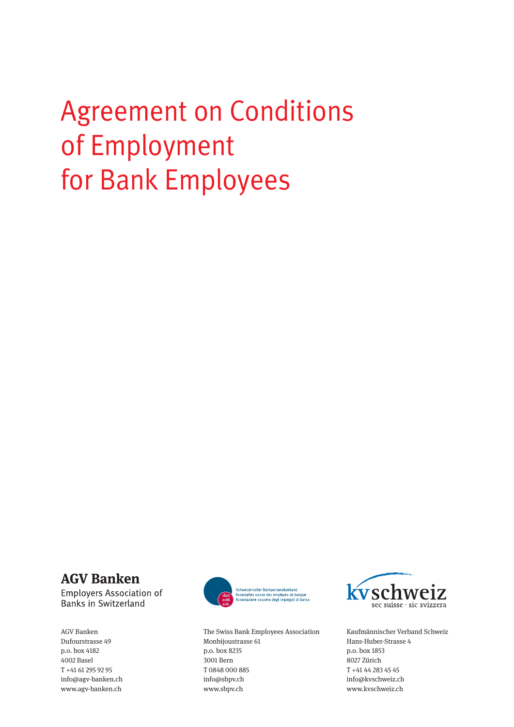# Agreement on Conditions of Employment for Bank Employees

**AGV Banken**
Employers Association of Banks in Switzerland

Schweizerischer Bankpersonalverband
Association suisse des employés de banque
Associazione svizzera degli impiegati di banca

kvschweiz
sec suisse · sic svizzera

AGV Banken
Dufourstrasse 49
p.o. box 4182
4002 Basel
T +41 61 295 92 95
info@agv-banken.ch
www.agv-banken.ch

The Swiss Bank Employees Association
Monbijoustrasse 61
p.o. box 8235
3001 Bern
T 0848 000 885
info@sbpv.ch
www.sbpv.ch

Kaufmännischer Verband Schweiz
Hans-Huber-Strasse 4
p.o. box 1853
8027 Zürich
T +41 44 283 45 45
info@kvschweiz.ch
www.kvschweiz.ch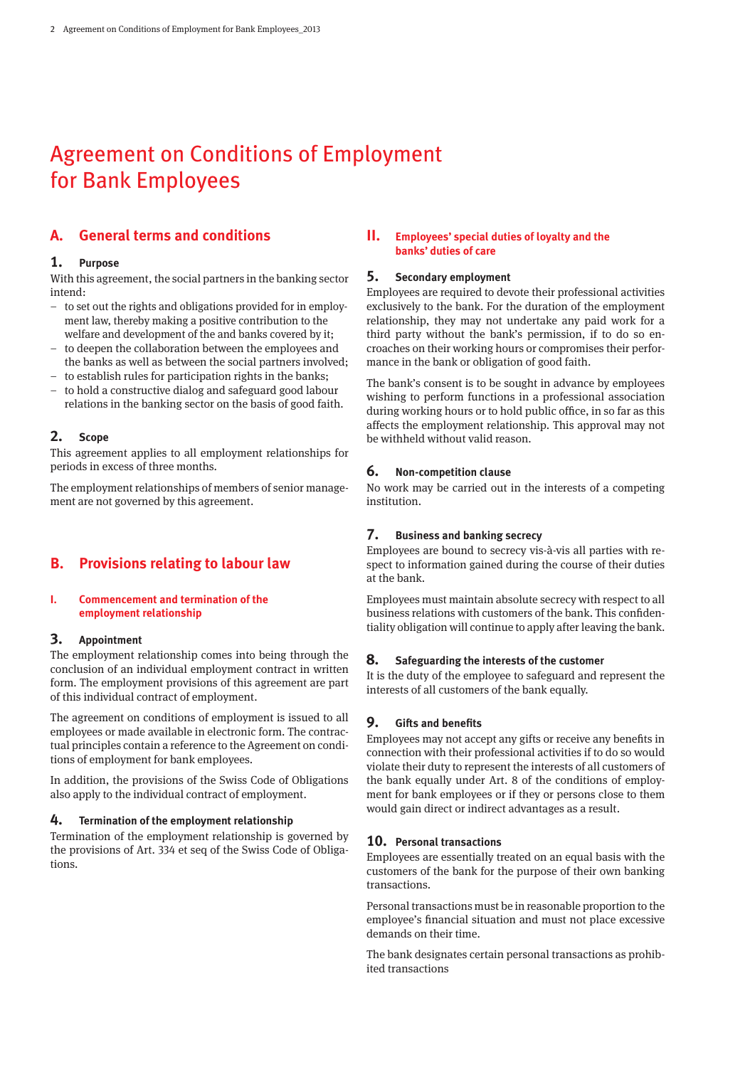# Agreement on Conditions of Employment for Bank Employees

## A. General terms and conditions

### 1. Purpose

With this agreement, the social partners in the banking sector intend:

- to set out the rights and obligations provided for in employment law, thereby making a positive contribution to the welfare and development of the and banks covered by it;
- to deepen the collaboration between the employees and the banks as well as between the social partners involved;
- to establish rules for participation rights in the banks;
- to hold a constructive dialog and safeguard good labour relations in the banking sector on the basis of good faith.

### 2. Scope

This agreement applies to all employment relationships for periods in excess of three months.

The employment relationships of members of senior management are not governed by this agreement.

## B. Provisions relating to labour law

### I. Commencement and termination of the employment relationship

### 3. Appointment

The employment relationship comes into being through the conclusion of an individual employment contract in written form. The employment provisions of this agreement are part of this individual contract of employment.

The agreement on conditions of employment is issued to all employees or made available in electronic form. The contractual principles contain a reference to the Agreement on conditions of employment for bank employees.

In addition, the provisions of the Swiss Code of Obligations also apply to the individual contract of employment.

### 4. Termination of the employment relationship

Termination of the employment relationship is governed by the provisions of Art. 334 et seq of the Swiss Code of Obligations.

### II. Employees' special duties of loyalty and the banks' duties of care

### 5. Secondary employment

Employees are required to devote their professional activities exclusively to the bank. For the duration of the employment relationship, they may not undertake any paid work for a third party without the bank's permission, if to do so encroaches on their working hours or compromises their performance in the bank or obligation of good faith.

The bank's consent is to be sought in advance by employees wishing to perform functions in a professional association during working hours or to hold public office, in so far as this affects the employment relationship. This approval may not be withheld without valid reason.

### 6. Non-competition clause

No work may be carried out in the interests of a competing institution.

### 7. Business and banking secrecy

Employees are bound to secrecy vis-à-vis all parties with respect to information gained during the course of their duties at the bank.

Employees must maintain absolute secrecy with respect to all business relations with customers of the bank. This confidentiality obligation will continue to apply after leaving the bank.

### 8. Safeguarding the interests of the customer

It is the duty of the employee to safeguard and represent the interests of all customers of the bank equally.

### 9. Gifts and benefits

Employees may not accept any gifts or receive any benefits in connection with their professional activities if to do so would violate their duty to represent the interests of all customers of the bank equally under Art. 8 of the conditions of employment for bank employees or if they or persons close to them would gain direct or indirect advantages as a result.

### 10. Personal transactions

Employees are essentially treated on an equal basis with the customers of the bank for the purpose of their own banking transactions.

Personal transactions must be in reasonable proportion to the employee's financial situation and must not place excessive demands on their time.

The bank designates certain personal transactions as prohibited transactions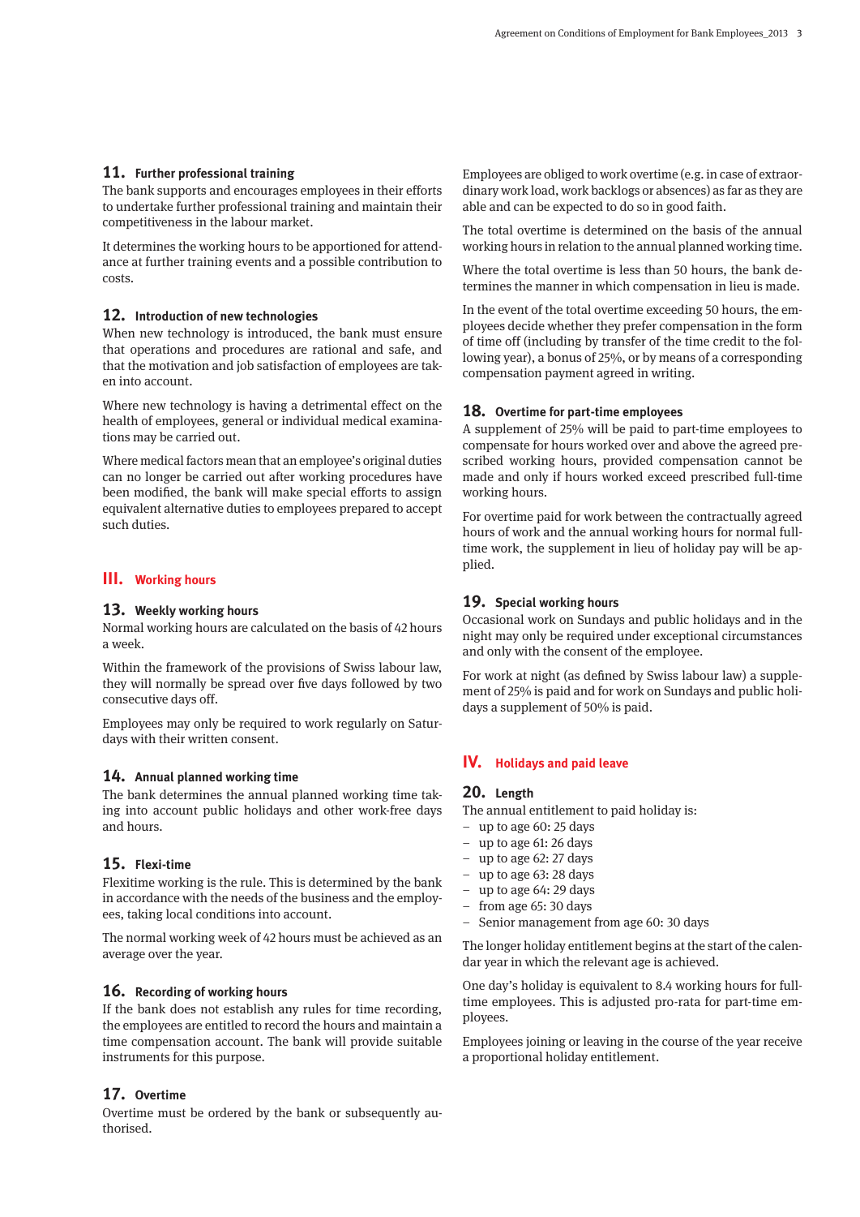### 11. Further professional training

The bank supports and encourages employees in their efforts to undertake further professional training and maintain their competitiveness in the labour market.

It determines the working hours to be apportioned for attendance at further training events and a possible contribution to costs.

### 12. Introduction of new technologies

When new technology is introduced, the bank must ensure that operations and procedures are rational and safe, and that the motivation and job satisfaction of employees are taken into account.

Where new technology is having a detrimental effect on the health of employees, general or individual medical examinations may be carried out.

Where medical factors mean that an employee's original duties can no longer be carried out after working procedures have been modified, the bank will make special efforts to assign equivalent alternative duties to employees prepared to accept such duties.

## III. Working hours

### 13. Weekly working hours

Normal working hours are calculated on the basis of 42 hours a week.

Within the framework of the provisions of Swiss labour law, they will normally be spread over five days followed by two consecutive days off.

Employees may only be required to work regularly on Saturdays with their written consent.

### 14. Annual planned working time

The bank determines the annual planned working time taking into account public holidays and other work-free days and hours.

### 15. Flexi-time

Flexitime working is the rule. This is determined by the bank in accordance with the needs of the business and the employees, taking local conditions into account.

The normal working week of 42 hours must be achieved as an average over the year.

### 16. Recording of working hours

If the bank does not establish any rules for time recording, the employees are entitled to record the hours and maintain a time compensation account. The bank will provide suitable instruments for this purpose.

### 17. Overtime

Overtime must be ordered by the bank or subsequently authorised.

Employees are obliged to work overtime (e.g. in case of extraordinary work load, work backlogs or absences) as far as they are able and can be expected to do so in good faith.

The total overtime is determined on the basis of the annual working hours in relation to the annual planned working time.

Where the total overtime is less than 50 hours, the bank determines the manner in which compensation in lieu is made.

In the event of the total overtime exceeding 50 hours, the employees decide whether they prefer compensation in the form of time off (including by transfer of the time credit to the following year), a bonus of 25%, or by means of a corresponding compensation payment agreed in writing.

### 18. Overtime for part-time employees

A supplement of 25% will be paid to part-time employees to compensate for hours worked over and above the agreed prescribed working hours, provided compensation cannot be made and only if hours worked exceed prescribed full-time working hours.

For overtime paid for work between the contractually agreed hours of work and the annual working hours for normal full-time work, the supplement in lieu of holiday pay will be applied.

### 19. Special working hours

Occasional work on Sundays and public holidays and in the night may only be required under exceptional circumstances and only with the consent of the employee.

For work at night (as defined by Swiss labour law) a supplement of 25% is paid and for work on Sundays and public holidays a supplement of 50% is paid.

## IV. Holidays and paid leave

### 20. Length

The annual entitlement to paid holiday is:

- up to age 60: 25 days
- up to age 61: 26 days
- up to age 62: 27 days
- up to age 63: 28 days
- up to age 64: 29 days
- from age 65: 30 days
- Senior management from age 60: 30 days

The longer holiday entitlement begins at the start of the calendar year in which the relevant age is achieved.

One day's holiday is equivalent to 8.4 working hours for full-time employees. This is adjusted pro-rata for part-time employees.

Employees joining or leaving in the course of the year receive a proportional holiday entitlement.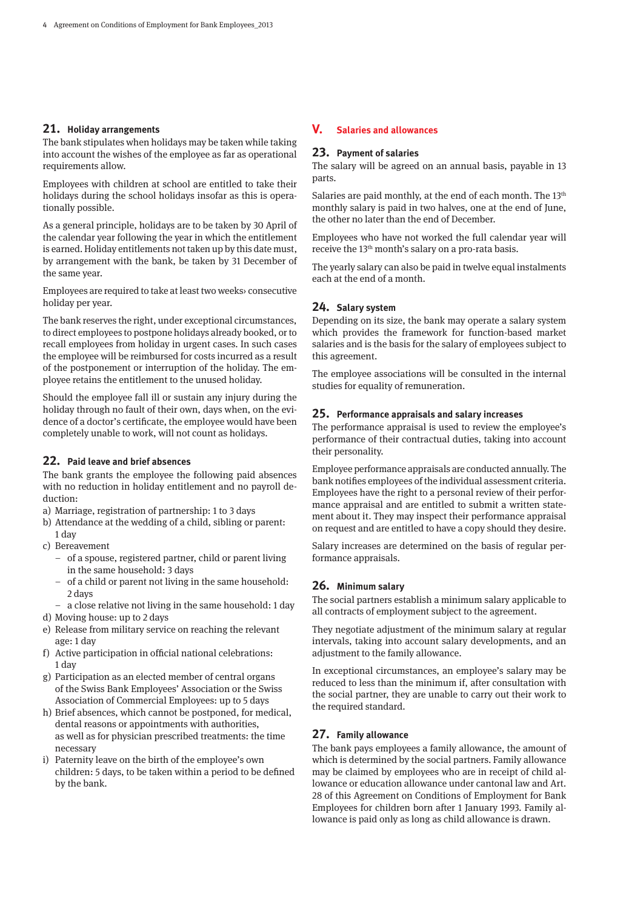## 21. Holiday arrangements

The bank stipulates when holidays may be taken while taking into account the wishes of the employee as far as operational requirements allow.

Employees with children at school are entitled to take their holidays during the school holidays insofar as this is operationally possible.

As a general principle, holidays are to be taken by 30 April of the calendar year following the year in which the entitlement is earned. Holiday entitlements not taken up by this date must, by arrangement with the bank, be taken by 31 December of the same year.

Employees are required to take at least two weeks› consecutive holiday per year.

The bank reserves the right, under exceptional circumstances, to direct employees to postpone holidays already booked, or to recall employees from holiday in urgent cases. In such cases the employee will be reimbursed for costs incurred as a result of the postponement or interruption of the holiday. The employee retains the entitlement to the unused holiday.

Should the employee fall ill or sustain any injury during the holiday through no fault of their own, days when, on the evidence of a doctor's certificate, the employee would have been completely unable to work, will not count as holidays.

## 22. Paid leave and brief absences

The bank grants the employee the following paid absences with no reduction in holiday entitlement and no payroll deduction:

a) Marriage, registration of partnership: 1 to 3 days
b) Attendance at the wedding of a child, sibling or parent: 1 day
c) Bereavement
   - of a spouse, registered partner, child or parent living in the same household: 3 days
   - of a child or parent not living in the same household: 2 days
   - a close relative not living in the same household: 1 day
d) Moving house: up to 2 days
e) Release from military service on reaching the relevant age: 1 day
f) Active participation in official national celebrations: 1 day
g) Participation as an elected member of central organs of the Swiss Bank Employees' Association or the Swiss Association of Commercial Employees: up to 5 days
h) Brief absences, which cannot be postponed, for medical, dental reasons or appointments with authorities, as well as for physician prescribed treatments: the time necessary
i) Paternity leave on the birth of the employee's own children: 5 days, to be taken within a period to be defined by the bank.

# V. Salaries and allowances

## 23. Payment of salaries

The salary will be agreed on an annual basis, payable in 13 parts.

Salaries are paid monthly, at the end of each month. The 13th monthly salary is paid in two halves, one at the end of June, the other no later than the end of December.

Employees who have not worked the full calendar year will receive the 13th month's salary on a pro-rata basis.

The yearly salary can also be paid in twelve equal instalments each at the end of a month.

## 24. Salary system

Depending on its size, the bank may operate a salary system which provides the framework for function-based market salaries and is the basis for the salary of employees subject to this agreement.

The employee associations will be consulted in the internal studies for equality of remuneration.

## 25. Performance appraisals and salary increases

The performance appraisal is used to review the employee's performance of their contractual duties, taking into account their personality.

Employee performance appraisals are conducted annually. The bank notifies employees of the individual assessment criteria. Employees have the right to a personal review of their performance appraisal and are entitled to submit a written statement about it. They may inspect their performance appraisal on request and are entitled to have a copy should they desire.

Salary increases are determined on the basis of regular performance appraisals.

## 26. Minimum salary

The social partners establish a minimum salary applicable to all contracts of employment subject to the agreement.

They negotiate adjustment of the minimum salary at regular intervals, taking into account salary developments, and an adjustment to the family allowance.

In exceptional circumstances, an employee's salary may be reduced to less than the minimum if, after consultation with the social partner, they are unable to carry out their work to the required standard.

## 27. Family allowance

The bank pays employees a family allowance, the amount of which is determined by the social partners. Family allowance may be claimed by employees who are in receipt of child allowance or education allowance under cantonal law and Art. 28 of this Agreement on Conditions of Employment for Bank Employees for children born after 1 January 1993. Family allowance is paid only as long as child allowance is drawn.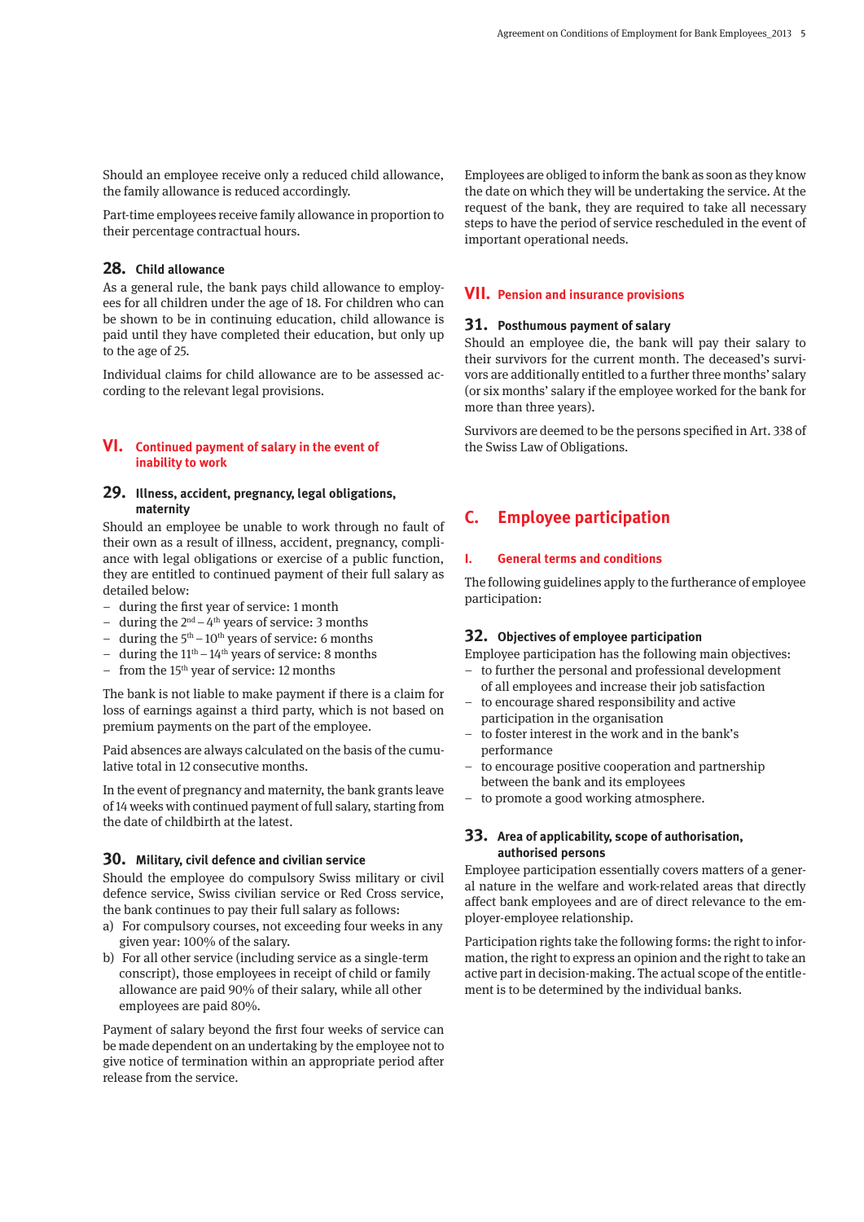Should an employee receive only a reduced child allowance, the family allowance is reduced accordingly.

Part-time employees receive family allowance in proportion to their percentage contractual hours.

### 28. Child allowance

As a general rule, the bank pays child allowance to employees for all children under the age of 18. For children who can be shown to be in continuing education, child allowance is paid until they have completed their education, but only up to the age of 25.

Individual claims for child allowance are to be assessed according to the relevant legal provisions.

## VI. Continued payment of salary in the event of inability to work

### 29. Illness, accident, pregnancy, legal obligations, maternity

Should an employee be unable to work through no fault of their own as a result of illness, accident, pregnancy, compliance with legal obligations or exercise of a public function, they are entitled to continued payment of their full salary as detailed below:

- during the first year of service: 1 month
- during the 2nd – 4th years of service: 3 months
- during the 5th – 10th years of service: 6 months
- during the 11th – 14th years of service: 8 months
- from the 15th year of service: 12 months

The bank is not liable to make payment if there is a claim for loss of earnings against a third party, which is not based on premium payments on the part of the employee.

Paid absences are always calculated on the basis of the cumulative total in 12 consecutive months.

In the event of pregnancy and maternity, the bank grants leave of 14 weeks with continued payment of full salary, starting from the date of childbirth at the latest.

### 30. Military, civil defence and civilian service

Should the employee do compulsory Swiss military or civil defence service, Swiss civilian service or Red Cross service, the bank continues to pay their full salary as follows:

a) For compulsory courses, not exceeding four weeks in any given year: 100% of the salary.
b) For all other service (including service as a single-term conscript), those employees in receipt of child or family allowance are paid 90% of their salary, while all other employees are paid 80%.

Payment of salary beyond the first four weeks of service can be made dependent on an undertaking by the employee not to give notice of termination within an appropriate period after release from the service.

Employees are obliged to inform the bank as soon as they know the date on which they will be undertaking the service. At the request of the bank, they are required to take all necessary steps to have the period of service rescheduled in the event of important operational needs.

## VII. Pension and insurance provisions

### 31. Posthumous payment of salary

Should an employee die, the bank will pay their salary to their survivors for the current month. The deceased's survivors are additionally entitled to a further three months' salary (or six months' salary if the employee worked for the bank for more than three years).

Survivors are deemed to be the persons specified in Art. 338 of the Swiss Law of Obligations.

# C. Employee participation

## I. General terms and conditions

The following guidelines apply to the furtherance of employee participation:

### 32. Objectives of employee participation

Employee participation has the following main objectives:

- to further the personal and professional development of all employees and increase their job satisfaction
- to encourage shared responsibility and active participation in the organisation
- to foster interest in the work and in the bank's performance
- to encourage positive cooperation and partnership between the bank and its employees
- to promote a good working atmosphere.

### 33. Area of applicability, scope of authorisation, authorised persons

Employee participation essentially covers matters of a general nature in the welfare and work-related areas that directly affect bank employees and are of direct relevance to the employer-employee relationship.

Participation rights take the following forms: the right to information, the right to express an opinion and the right to take an active part in decision-making. The actual scope of the entitlement is to be determined by the individual banks.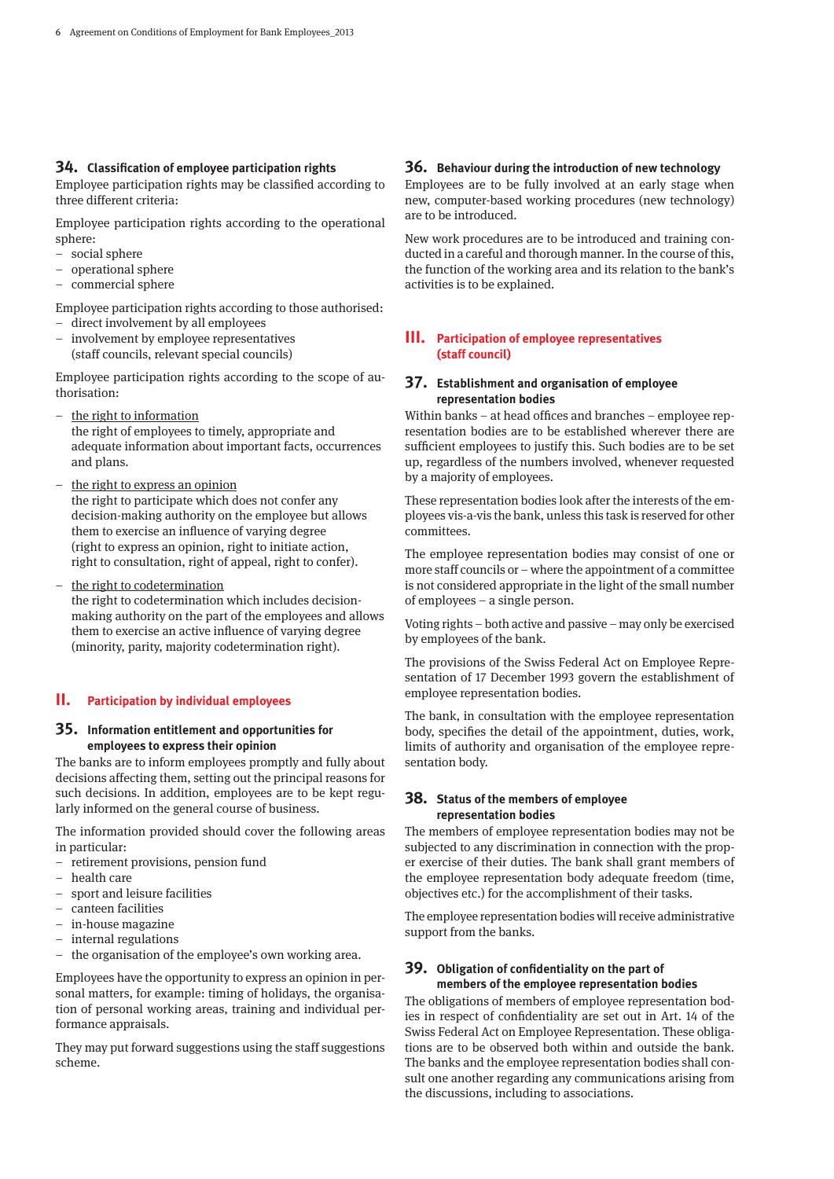### 34. Classification of employee participation rights

Employee participation rights may be classified according to three different criteria:

Employee participation rights according to the operational sphere:

- social sphere
- operational sphere
- commercial sphere

Employee participation rights according to those authorised:

- direct involvement by all employees
- involvement by employee representatives (staff councils, relevant special councils)

Employee participation rights according to the scope of authorisation:

- the right to information
  the right of employees to timely, appropriate and adequate information about important facts, occurrences and plans.
- the right to express an opinion
  the right to participate which does not confer any decision-making authority on the employee but allows them to exercise an influence of varying degree (right to express an opinion, right to initiate action, right to consultation, right of appeal, right to confer).
- the right to codetermination
  the right to codetermination which includes decision-making authority on the part of the employees and allows them to exercise an active influence of varying degree (minority, parity, majority codetermination right).

## II. Participation by individual employees

### 35. Information entitlement and opportunities for employees to express their opinion

The banks are to inform employees promptly and fully about decisions affecting them, setting out the principal reasons for such decisions. In addition, employees are to be kept regularly informed on the general course of business.

The information provided should cover the following areas in particular:

- retirement provisions, pension fund
- health care
- sport and leisure facilities
- canteen facilities
- in-house magazine
- internal regulations
- the organisation of the employee's own working area.

Employees have the opportunity to express an opinion in personal matters, for example: timing of holidays, the organisation of personal working areas, training and individual performance appraisals.

They may put forward suggestions using the staff suggestions scheme.

### 36. Behaviour during the introduction of new technology

Employees are to be fully involved at an early stage when new, computer-based working procedures (new technology) are to be introduced.

New work procedures are to be introduced and training conducted in a careful and thorough manner. In the course of this, the function of the working area and its relation to the bank's activities is to be explained.

## III. Participation of employee representatives (staff council)

### 37. Establishment and organisation of employee representation bodies

Within banks – at head offices and branches – employee representation bodies are to be established wherever there are sufficient employees to justify this. Such bodies are to be set up, regardless of the numbers involved, whenever requested by a majority of employees.

These representation bodies look after the interests of the employees vis-a-vis the bank, unless this task is reserved for other committees.

The employee representation bodies may consist of one or more staff councils or – where the appointment of a committee is not considered appropriate in the light of the small number of employees – a single person.

Voting rights – both active and passive – may only be exercised by employees of the bank.

The provisions of the Swiss Federal Act on Employee Representation of 17 December 1993 govern the establishment of employee representation bodies.

The bank, in consultation with the employee representation body, specifies the detail of the appointment, duties, work, limits of authority and organisation of the employee representation body.

### 38. Status of the members of employee representation bodies

The members of employee representation bodies may not be subjected to any discrimination in connection with the proper exercise of their duties. The bank shall grant members of the employee representation body adequate freedom (time, objectives etc.) for the accomplishment of their tasks.

The employee representation bodies will receive administrative support from the banks.

### 39. Obligation of confidentiality on the part of members of the employee representation bodies

The obligations of members of employee representation bodies in respect of confidentiality are set out in Art. 14 of the Swiss Federal Act on Employee Representation. These obligations are to be observed both within and outside the bank. The banks and the employee representation bodies shall consult one another regarding any communications arising from the discussions, including to associations.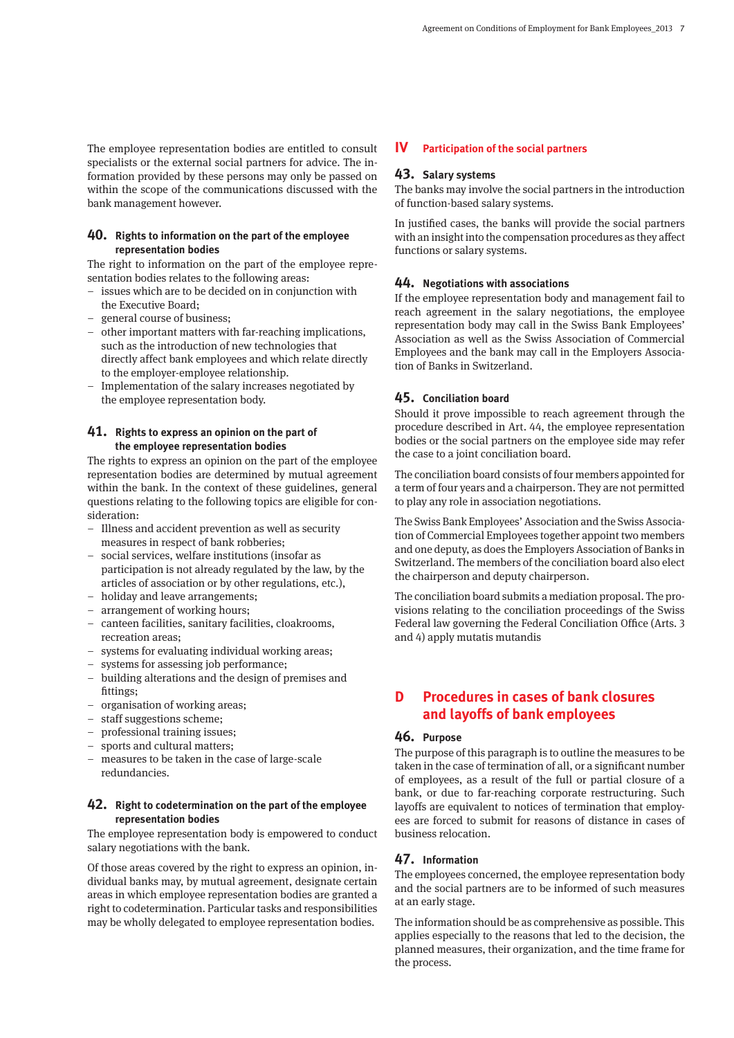The employee representation bodies are entitled to consult specialists or the external social partners for advice. The information provided by these persons may only be passed on within the scope of the communications discussed with the bank management however.

### 40. Rights to information on the part of the employee representation bodies

The right to information on the part of the employee representation bodies relates to the following areas:

- issues which are to be decided on in conjunction with the Executive Board;
- general course of business;
- other important matters with far-reaching implications, such as the introduction of new technologies that directly affect bank employees and which relate directly to the employer-employee relationship.
- Implementation of the salary increases negotiated by the employee representation body.

### 41. Rights to express an opinion on the part of the employee representation bodies

The rights to express an opinion on the part of the employee representation bodies are determined by mutual agreement within the bank. In the context of these guidelines, general questions relating to the following topics are eligible for consideration:

- Illness and accident prevention as well as security measures in respect of bank robberies;
- social services, welfare institutions (insofar as participation is not already regulated by the law, by the articles of association or by other regulations, etc.),
- holiday and leave arrangements;
- arrangement of working hours;
- canteen facilities, sanitary facilities, cloakrooms, recreation areas;
- systems for evaluating individual working areas;
- systems for assessing job performance;
- building alterations and the design of premises and fittings;
- organisation of working areas;
- staff suggestions scheme;
- professional training issues;
- sports and cultural matters;
- measures to be taken in the case of large-scale redundancies.

### 42. Right to codetermination on the part of the employee representation bodies

The employee representation body is empowered to conduct salary negotiations with the bank.

Of those areas covered by the right to express an opinion, individual banks may, by mutual agreement, designate certain areas in which employee representation bodies are granted a right to codetermination. Particular tasks and responsibilities may be wholly delegated to employee representation bodies.

## IV Participation of the social partners

### 43. Salary systems

The banks may involve the social partners in the introduction of function-based salary systems.

In justified cases, the banks will provide the social partners with an insight into the compensation procedures as they affect functions or salary systems.

### 44. Negotiations with associations

If the employee representation body and management fail to reach agreement in the salary negotiations, the employee representation body may call in the Swiss Bank Employees' Association as well as the Swiss Association of Commercial Employees and the bank may call in the Employers Association of Banks in Switzerland.

### 45. Conciliation board

Should it prove impossible to reach agreement through the procedure described in Art. 44, the employee representation bodies or the social partners on the employee side may refer the case to a joint conciliation board.

The conciliation board consists of four members appointed for a term of four years and a chairperson. They are not permitted to play any role in association negotiations.

The Swiss Bank Employees' Association and the Swiss Association of Commercial Employees together appoint two members and one deputy, as does the Employers Association of Banks in Switzerland. The members of the conciliation board also elect the chairperson and deputy chairperson.

The conciliation board submits a mediation proposal. The provisions relating to the conciliation proceedings of the Swiss Federal law governing the Federal Conciliation Office (Arts. 3 and 4) apply mutatis mutandis

# D Procedures in cases of bank closures and layoffs of bank employees

### 46. Purpose

The purpose of this paragraph is to outline the measures to be taken in the case of termination of all, or a significant number of employees, as a result of the full or partial closure of a bank, or due to far-reaching corporate restructuring. Such layoffs are equivalent to notices of termination that employees are forced to submit for reasons of distance in cases of business relocation.

### 47. Information

The employees concerned, the employee representation body and the social partners are to be informed of such measures at an early stage.

The information should be as comprehensive as possible. This applies especially to the reasons that led to the decision, the planned measures, their organization, and the time frame for the process.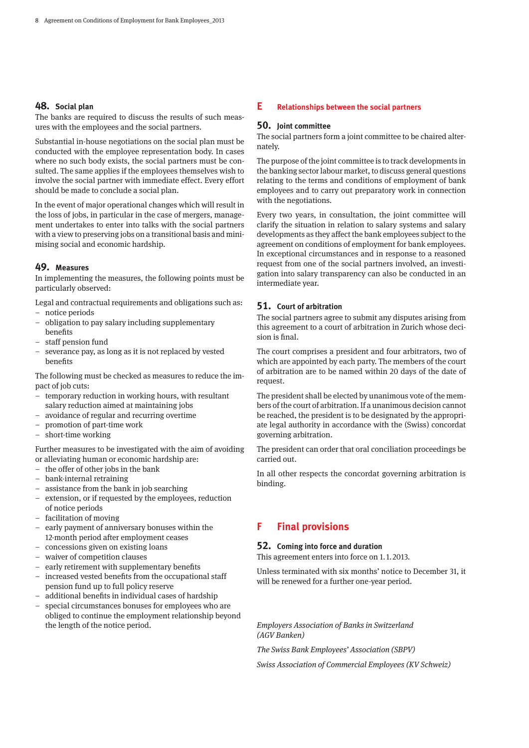### 48. Social plan

The banks are required to discuss the results of such measures with the employees and the social partners.

Substantial in-house negotiations on the social plan must be conducted with the employee representation body. In cases where no such body exists, the social partners must be consulted. The same applies if the employees themselves wish to involve the social partner with immediate effect. Every effort should be made to conclude a social plan.

In the event of major operational changes which will result in the loss of jobs, in particular in the case of mergers, management undertakes to enter into talks with the social partners with a view to preserving jobs on a transitional basis and minimising social and economic hardship.

### 49. Measures

In implementing the measures, the following points must be particularly observed:

Legal and contractual requirements and obligations such as:

- notice periods
- obligation to pay salary including supplementary benefits
- staff pension fund
- severance pay, as long as it is not replaced by vested benefits

The following must be checked as measures to reduce the impact of job cuts:

- temporary reduction in working hours, with resultant salary reduction aimed at maintaining jobs
- avoidance of regular and recurring overtime
- promotion of part-time work
- short-time working

Further measures to be investigated with the aim of avoiding or alleviating human or economic hardship are:

- the offer of other jobs in the bank
- bank-internal retraining
- assistance from the bank in job searching
- extension, or if requested by the employees, reduction of notice periods
- facilitation of moving
- early payment of anniversary bonuses within the 12-month period after employment ceases
- concessions given on existing loans
- waiver of competition clauses
- early retirement with supplementary benefits
- increased vested benefits from the occupational staff pension fund up to full policy reserve
- additional benefits in individual cases of hardship
- special circumstances bonuses for employees who are obliged to continue the employment relationship beyond the length of the notice period.

## E Relationships between the social partners

### 50. Joint committee

The social partners form a joint committee to be chaired alternately.

The purpose of the joint committee is to track developments in the banking sector labour market, to discuss general questions relating to the terms and conditions of employment of bank employees and to carry out preparatory work in connection with the negotiations.

Every two years, in consultation, the joint committee will clarify the situation in relation to salary systems and salary developments as they affect the bank employees subject to the agreement on conditions of employment for bank employees. In exceptional circumstances and in response to a reasoned request from one of the social partners involved, an investigation into salary transparency can also be conducted in an intermediate year.

### 51. Court of arbitration

The social partners agree to submit any disputes arising from this agreement to a court of arbitration in Zurich whose decision is final.

The court comprises a president and four arbitrators, two of which are appointed by each party. The members of the court of arbitration are to be named within 20 days of the date of request.

The president shall be elected by unanimous vote of the members of the court of arbitration. If a unanimous decision cannot be reached, the president is to be designated by the appropriate legal authority in accordance with the (Swiss) concordat governing arbitration.

The president can order that oral conciliation proceedings be carried out.

In all other respects the concordat governing arbitration is binding.

## F Final provisions

### 52. Coming into force and duration

This agreement enters into force on 1.1.2013.

Unless terminated with six months' notice to December 31, it will be renewed for a further one-year period.

*Employers Association of Banks in Switzerland (AGV Banken)*

*The Swiss Bank Employees' Association (SBPV)*

*Swiss Association of Commercial Employees (KV Schweiz)*